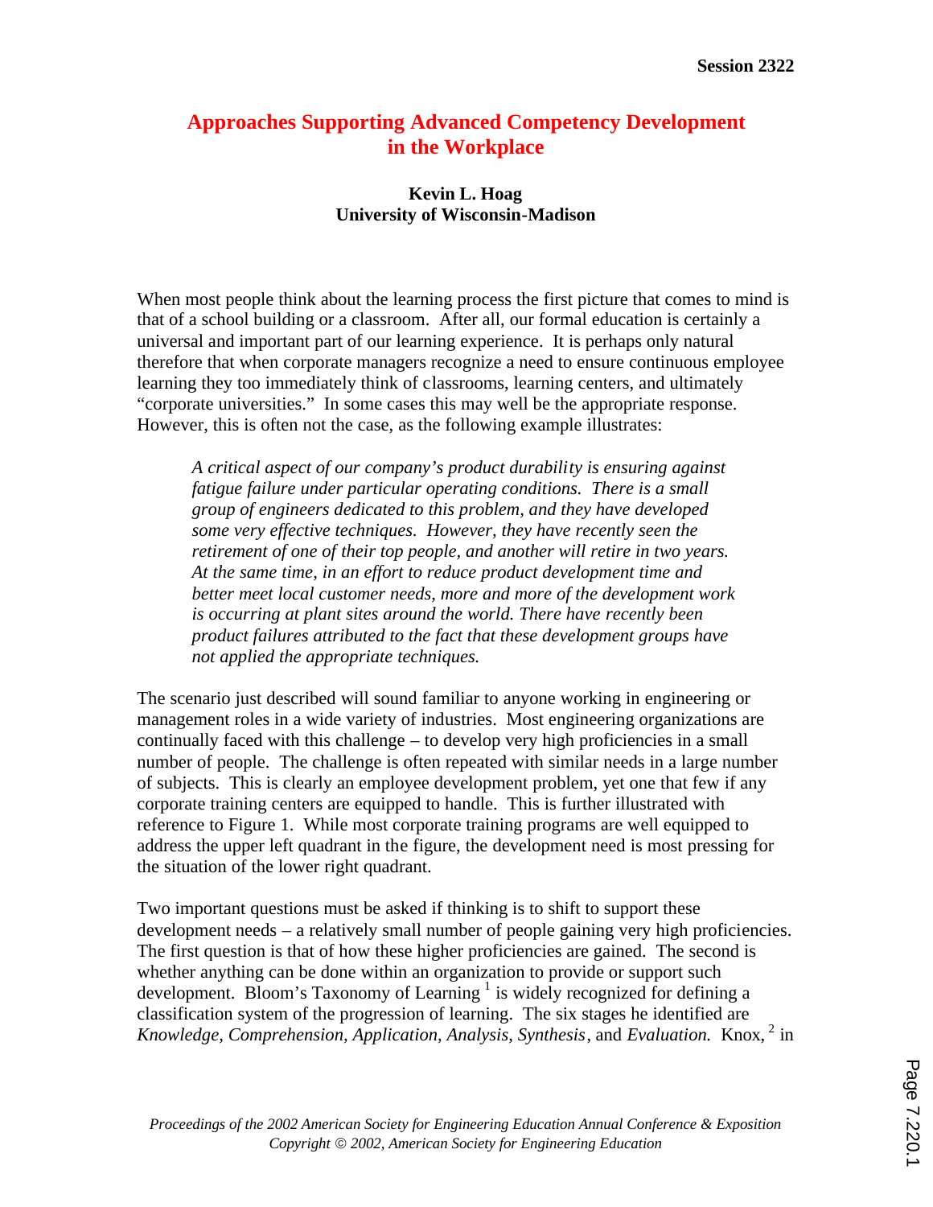# Approaches Supporting Advanced Competency Development in the Workplace

**Kevin L. Hoag**
**University of Wisconsin-Madison**

When most people think about the learning process the first picture that comes to mind is that of a school building or a classroom. After all, our formal education is certainly a universal and important part of our learning experience. It is perhaps only natural therefore that when corporate managers recognize a need to ensure continuous employee learning they too immediately think of classrooms, learning centers, and ultimately "corporate universities." In some cases this may well be the appropriate response. However, this is often not the case, as the following example illustrates:

> *A critical aspect of our company's product durability is ensuring against fatigue failure under particular operating conditions. There is a small group of engineers dedicated to this problem, and they have developed some very effective techniques. However, they have recently seen the retirement of one of their top people, and another will retire in two years. At the same time, in an effort to reduce product development time and better meet local customer needs, more and more of the development work is occurring at plant sites around the world. There have recently been product failures attributed to the fact that these development groups have not applied the appropriate techniques.*

The scenario just described will sound familiar to anyone working in engineering or management roles in a wide variety of industries. Most engineering organizations are continually faced with this challenge – to develop very high proficiencies in a small number of people. The challenge is often repeated with similar needs in a large number of subjects. This is clearly an employee development problem, yet one that few if any corporate training centers are equipped to handle. This is further illustrated with reference to Figure 1. While most corporate training programs are well equipped to address the upper left quadrant in the figure, the development need is most pressing for the situation of the lower right quadrant.

Two important questions must be asked if thinking is to shift to support these development needs – a relatively small number of people gaining very high proficiencies. The first question is that of how these higher proficiencies are gained. The second is whether anything can be done within an organization to provide or support such development. Bloom's Taxonomy of Learning [1] is widely recognized for defining a classification system of the progression of learning. The six stages he identified are *Knowledge, Comprehension, Application, Analysis, Synthesis*, and *Evaluation.* Knox, [2] in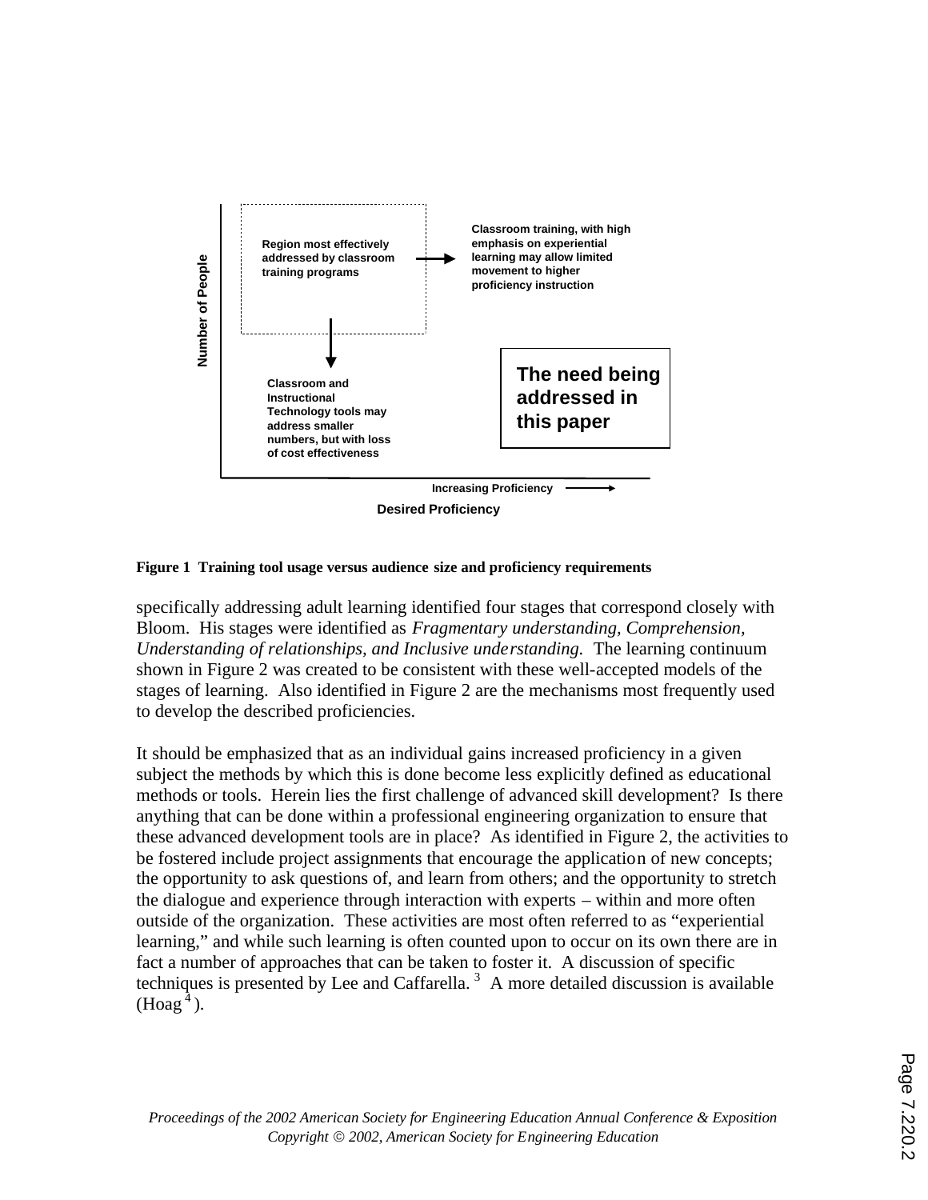**Figure 1 Training tool usage versus audience size and proficiency requirements**

specifically addressing adult learning identified four stages that correspond closely with Bloom. His stages were identified as *Fragmentary understanding, Comprehension, Understanding of relationships, and Inclusive understanding.* The learning continuum shown in Figure 2 was created to be consistent with these well-accepted models of the stages of learning. Also identified in Figure 2 are the mechanisms most frequently used to develop the described proficiencies.

It should be emphasized that as an individual gains increased proficiency in a given subject the methods by which this is done become less explicitly defined as educational methods or tools. Herein lies the first challenge of advanced skill development? Is there anything that can be done within a professional engineering organization to ensure that these advanced development tools are in place? As identified in Figure 2, the activities to be fostered include project assignments that encourage the application of new concepts; the opportunity to ask questions of, and learn from others; and the opportunity to stretch the dialogue and experience through interaction with experts – within and more often outside of the organization. These activities are most often referred to as "experiential learning," and while such learning is often counted upon to occur on its own there are in fact a number of approaches that can be taken to foster it. A discussion of specific techniques is presented by Lee and Caffarella.[3] A more detailed discussion is available (Hoag[4]).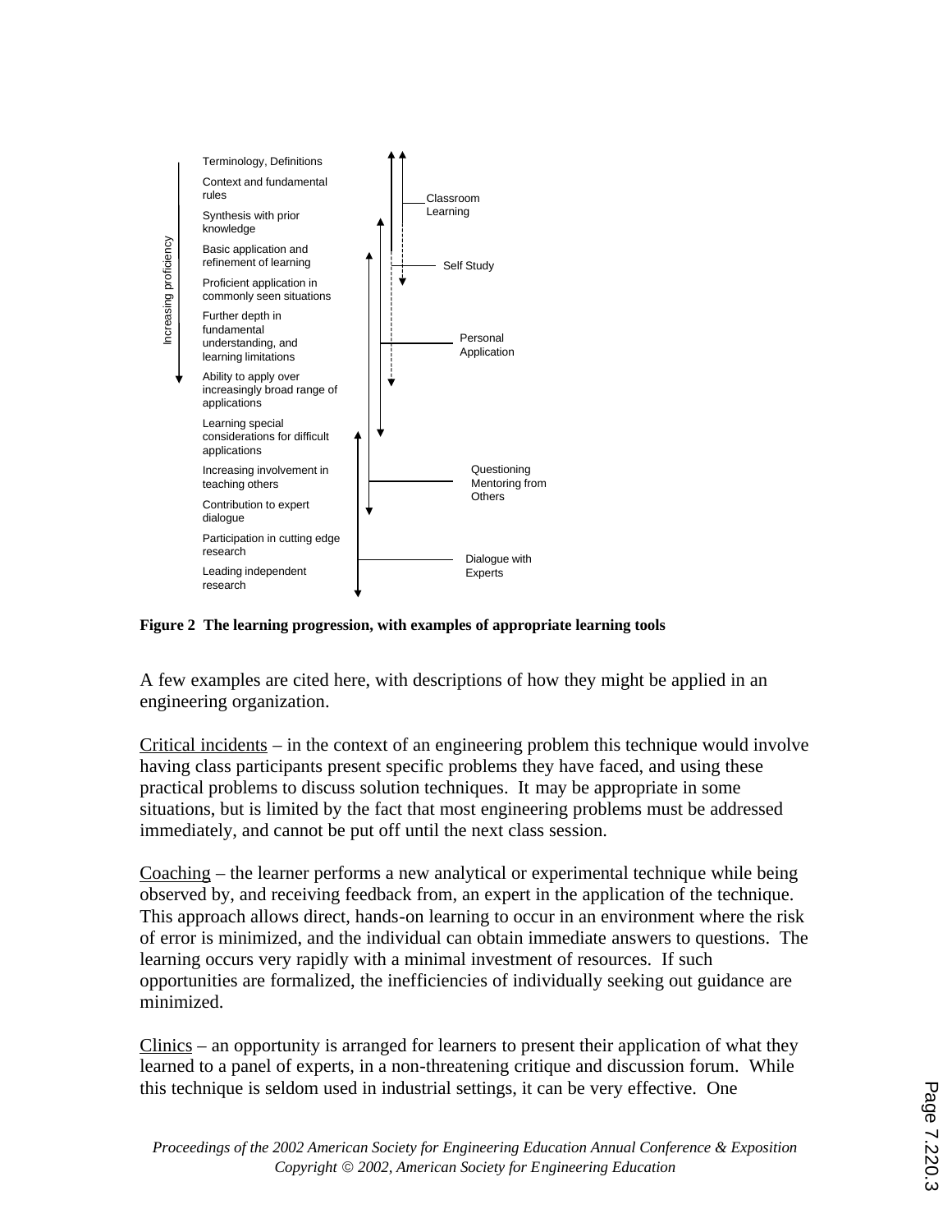Increasing proficiency

- Terminology, Definitions
- Context and fundamental rules
- Synthesis with prior knowledge
- Basic application and refinement of learning
- Proficient application in commonly seen situations
- Further depth in fundamental understanding, and learning limitations
- Ability to apply over increasingly broad range of applications
- Learning special considerations for difficult applications
- Increasing involvement in teaching others
- Contribution to expert dialogue
- Participation in cutting edge research
- Leading independent research

Classroom Learning

Self Study

Personal Application

Questioning Mentoring from Others

Dialogue with Experts

**Figure 2 The learning progression, with examples of appropriate learning tools**

A few examples are cited here, with descriptions of how they might be applied in an engineering organization.

Critical incidents – in the context of an engineering problem this technique would involve having class participants present specific problems they have faced, and using these practical problems to discuss solution techniques. It may be appropriate in some situations, but is limited by the fact that most engineering problems must be addressed immediately, and cannot be put off until the next class session.

Coaching – the learner performs a new analytical or experimental technique while being observed by, and receiving feedback from, an expert in the application of the technique. This approach allows direct, hands-on learning to occur in an environment where the risk of error is minimized, and the individual can obtain immediate answers to questions. The learning occurs very rapidly with a minimal investment of resources. If such opportunities are formalized, the inefficiencies of individually seeking out guidance are minimized.

Clinics – an opportunity is arranged for learners to present their application of what they learned to a panel of experts, in a non-threatening critique and discussion forum. While this technique is seldom used in industrial settings, it can be very effective. One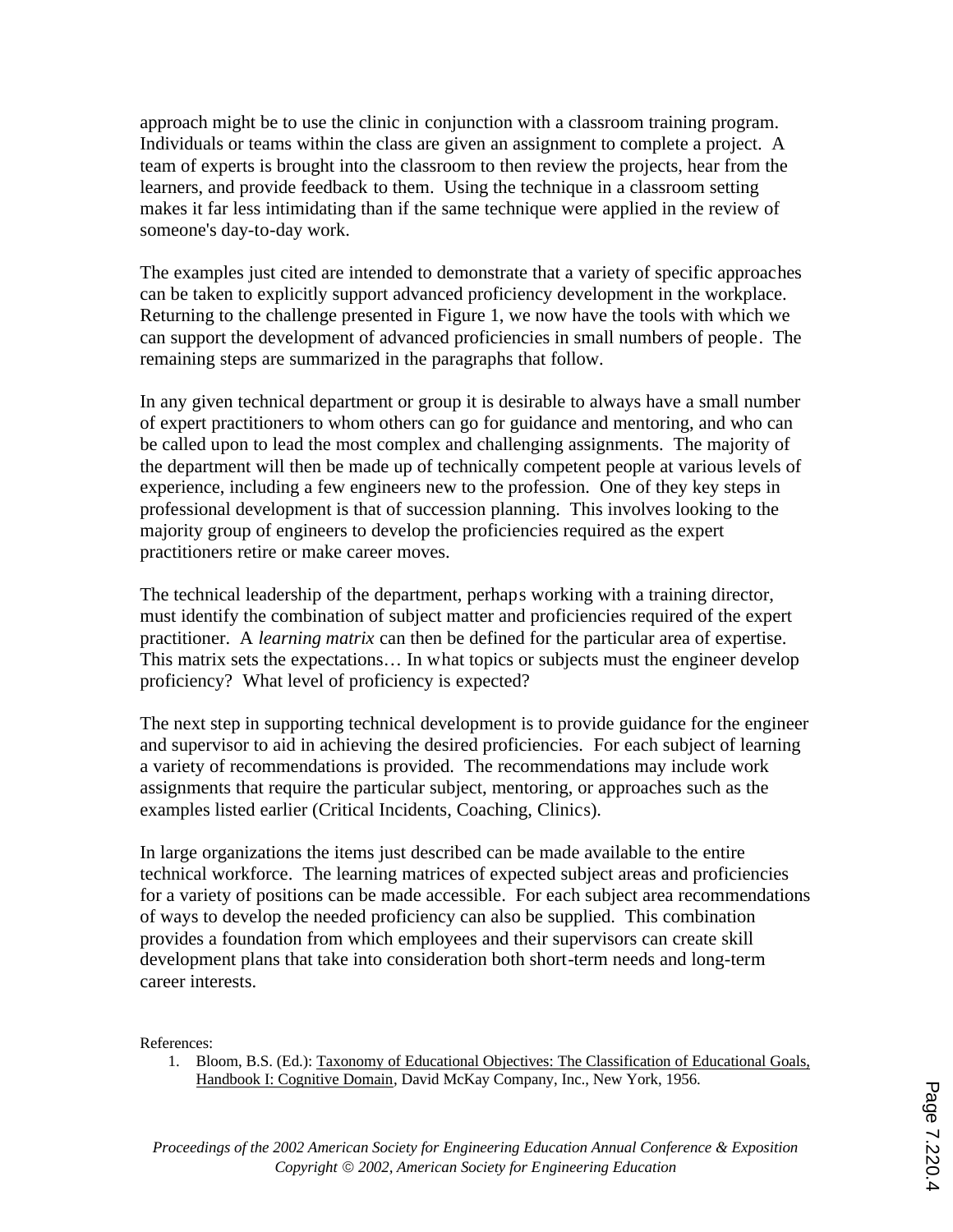approach might be to use the clinic in conjunction with a classroom training program. Individuals or teams within the class are given an assignment to complete a project. A team of experts is brought into the classroom to then review the projects, hear from the learners, and provide feedback to them. Using the technique in a classroom setting makes it far less intimidating than if the same technique were applied in the review of someone's day-to-day work.

The examples just cited are intended to demonstrate that a variety of specific approaches can be taken to explicitly support advanced proficiency development in the workplace. Returning to the challenge presented in Figure 1, we now have the tools with which we can support the development of advanced proficiencies in small numbers of people. The remaining steps are summarized in the paragraphs that follow.

In any given technical department or group it is desirable to always have a small number of expert practitioners to whom others can go for guidance and mentoring, and who can be called upon to lead the most complex and challenging assignments. The majority of the department will then be made up of technically competent people at various levels of experience, including a few engineers new to the profession. One of they key steps in professional development is that of succession planning. This involves looking to the majority group of engineers to develop the proficiencies required as the expert practitioners retire or make career moves.

The technical leadership of the department, perhaps working with a training director, must identify the combination of subject matter and proficiencies required of the expert practitioner. A *learning matrix* can then be defined for the particular area of expertise. This matrix sets the expectations… In what topics or subjects must the engineer develop proficiency? What level of proficiency is expected?

The next step in supporting technical development is to provide guidance for the engineer and supervisor to aid in achieving the desired proficiencies. For each subject of learning a variety of recommendations is provided. The recommendations may include work assignments that require the particular subject, mentoring, or approaches such as the examples listed earlier (Critical Incidents, Coaching, Clinics).

In large organizations the items just described can be made available to the entire technical workforce. The learning matrices of expected subject areas and proficiencies for a variety of positions can be made accessible. For each subject area recommendations of ways to develop the needed proficiency can also be supplied. This combination provides a foundation from which employees and their supervisors can create skill development plans that take into consideration both short-term needs and long-term career interests.

References:

1. Bloom, B.S. (Ed.): Taxonomy of Educational Objectives: The Classification of Educational Goals, Handbook I: Cognitive Domain, David McKay Company, Inc., New York, 1956.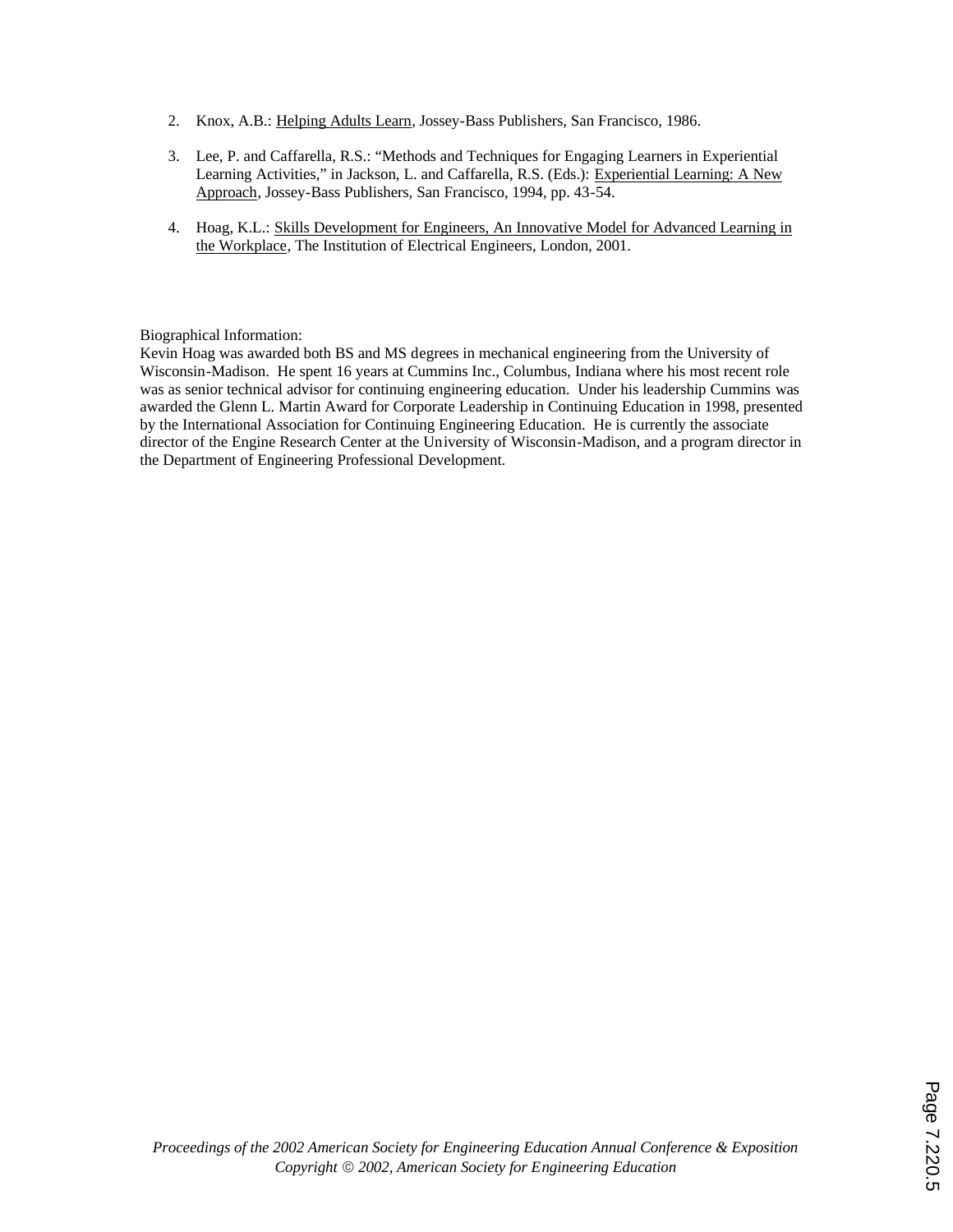2. Knox, A.B.: Helping Adults Learn, Jossey-Bass Publishers, San Francisco, 1986.

3. Lee, P. and Caffarella, R.S.: "Methods and Techniques for Engaging Learners in Experiential Learning Activities," in Jackson, L. and Caffarella, R.S. (Eds.): Experiential Learning: A New Approach, Jossey-Bass Publishers, San Francisco, 1994, pp. 43-54.

4. Hoag, K.L.: Skills Development for Engineers, An Innovative Model for Advanced Learning in the Workplace, The Institution of Electrical Engineers, London, 2001.

Biographical Information:
Kevin Hoag was awarded both BS and MS degrees in mechanical engineering from the University of Wisconsin-Madison. He spent 16 years at Cummins Inc., Columbus, Indiana where his most recent role was as senior technical advisor for continuing engineering education. Under his leadership Cummins was awarded the Glenn L. Martin Award for Corporate Leadership in Continuing Education in 1998, presented by the International Association for Continuing Engineering Education. He is currently the associate director of the Engine Research Center at the University of Wisconsin-Madison, and a program director in the Department of Engineering Professional Development.